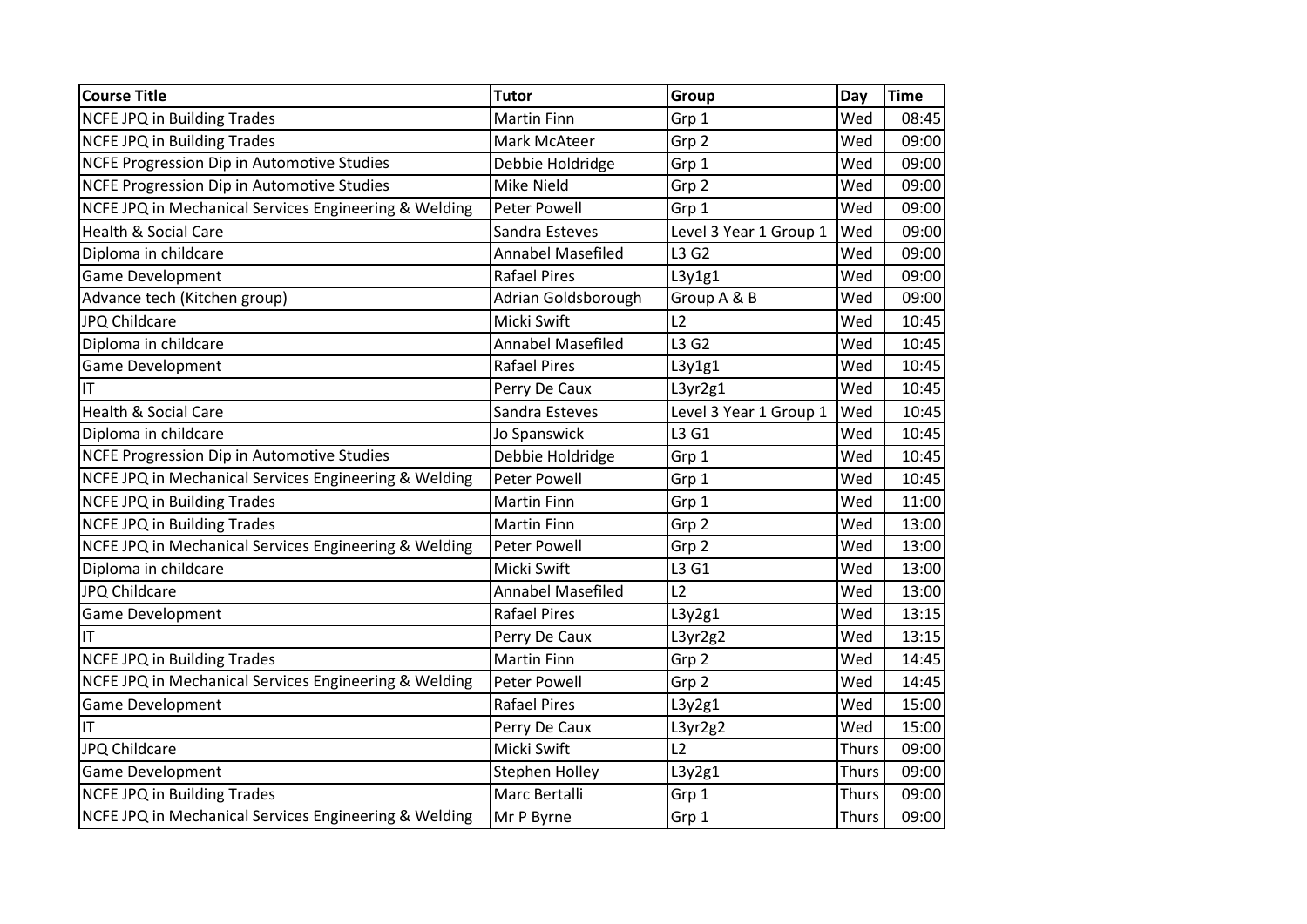| Course Title | Tutor | Group | Day | Time |
|---|---|---|---|---|
| NCFE JPQ in Building Trades | Martin Finn | Grp 1 | Wed | 08:45 |
| NCFE JPQ in Building Trades | Mark McAteer | Grp 2 | Wed | 09:00 |
| NCFE Progression Dip in Automotive Studies | Debbie Holdridge | Grp 1 | Wed | 09:00 |
| NCFE Progression Dip in Automotive Studies | Mike Nield | Grp 2 | Wed | 09:00 |
| NCFE JPQ in Mechanical Services Engineering & Welding | Peter Powell | Grp 1 | Wed | 09:00 |
| Health & Social Care | Sandra Esteves | Level 3 Year 1 Group 1 | Wed | 09:00 |
| Diploma in childcare | Annabel Masefiled | L3 G2 | Wed | 09:00 |
| Game Development | Rafael Pires | L3y1g1 | Wed | 09:00 |
| Advance tech (Kitchen group) | Adrian Goldsborough | Group A & B | Wed | 09:00 |
| JPQ Childcare | Micki Swift | L2 | Wed | 10:45 |
| Diploma in childcare | Annabel Masefiled | L3 G2 | Wed | 10:45 |
| Game Development | Rafael Pires | L3y1g1 | Wed | 10:45 |
| IT | Perry De Caux | L3yr2g1 | Wed | 10:45 |
| Health & Social Care | Sandra Esteves | Level 3 Year 1 Group 1 | Wed | 10:45 |
| Diploma in childcare | Jo Spanswick | L3 G1 | Wed | 10:45 |
| NCFE Progression Dip in Automotive Studies | Debbie Holdridge | Grp 1 | Wed | 10:45 |
| NCFE JPQ in Mechanical Services Engineering & Welding | Peter Powell | Grp 1 | Wed | 10:45 |
| NCFE JPQ in Building Trades | Martin Finn | Grp 1 | Wed | 11:00 |
| NCFE JPQ in Building Trades | Martin Finn | Grp 2 | Wed | 13:00 |
| NCFE JPQ in Mechanical Services Engineering & Welding | Peter Powell | Grp 2 | Wed | 13:00 |
| Diploma in childcare | Micki Swift | L3 G1 | Wed | 13:00 |
| JPQ Childcare | Annabel Masefiled | L2 | Wed | 13:00 |
| Game Development | Rafael Pires | L3y2g1 | Wed | 13:15 |
| IT | Perry De Caux | L3yr2g2 | Wed | 13:15 |
| NCFE JPQ in Building Trades | Martin Finn | Grp 2 | Wed | 14:45 |
| NCFE JPQ in Mechanical Services Engineering & Welding | Peter Powell | Grp 2 | Wed | 14:45 |
| Game Development | Rafael Pires | L3y2g1 | Wed | 15:00 |
| IT | Perry De Caux | L3yr2g2 | Wed | 15:00 |
| JPQ Childcare | Micki Swift | L2 | Thurs | 09:00 |
| Game Development | Stephen Holley | L3y2g1 | Thurs | 09:00 |
| NCFE JPQ in Building Trades | Marc Bertalli | Grp 1 | Thurs | 09:00 |
| NCFE JPQ in Mechanical Services Engineering & Welding | Mr P Byrne | Grp 1 | Thurs | 09:00 |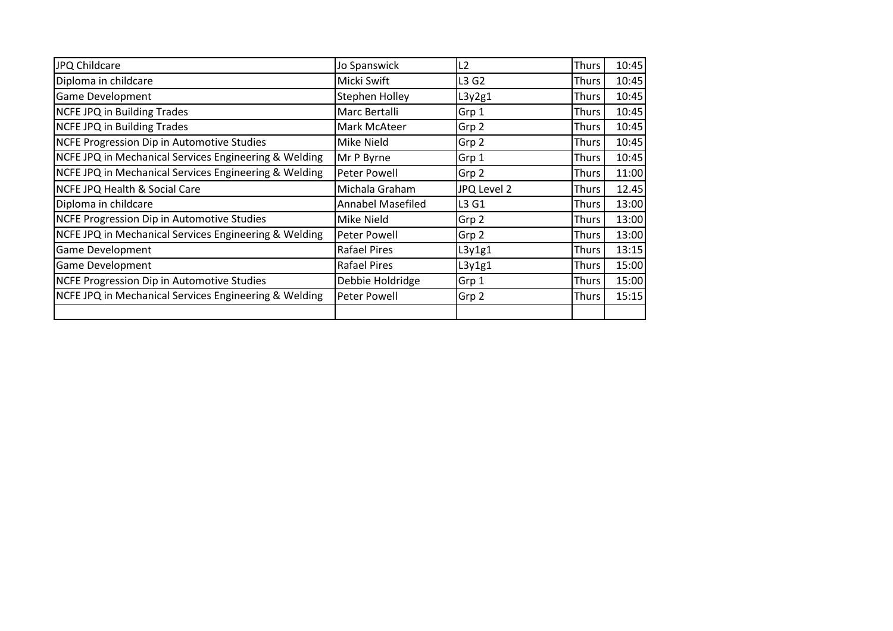| | | | | |
|---|---|---|---|---|
| JPQ Childcare | Jo Spanswick | L2 | Thurs | 10:45 |
| Diploma in childcare | Micki Swift | L3 G2 | Thurs | 10:45 |
| Game Development | Stephen Holley | L3y2g1 | Thurs | 10:45 |
| NCFE JPQ in Building Trades | Marc Bertalli | Grp 1 | Thurs | 10:45 |
| NCFE JPQ in Building Trades | Mark McAteer | Grp 2 | Thurs | 10:45 |
| NCFE Progression Dip in Automotive Studies | Mike Nield | Grp 2 | Thurs | 10:45 |
| NCFE JPQ in Mechanical Services Engineering & Welding | Mr P Byrne | Grp 1 | Thurs | 10:45 |
| NCFE JPQ in Mechanical Services Engineering & Welding | Peter Powell | Grp 2 | Thurs | 11:00 |
| NCFE JPQ Health & Social Care | Michala Graham | JPQ Level 2 | Thurs | 12.45 |
| Diploma in childcare | Annabel Masefiled | L3 G1 | Thurs | 13:00 |
| NCFE Progression Dip in Automotive Studies | Mike Nield | Grp 2 | Thurs | 13:00 |
| NCFE JPQ in Mechanical Services Engineering & Welding | Peter Powell | Grp 2 | Thurs | 13:00 |
| Game Development | Rafael Pires | L3y1g1 | Thurs | 13:15 |
| Game Development | Rafael Pires | L3y1g1 | Thurs | 15:00 |
| NCFE Progression Dip in Automotive Studies | Debbie Holdridge | Grp 1 | Thurs | 15:00 |
| NCFE JPQ in Mechanical Services Engineering & Welding | Peter Powell | Grp 2 | Thurs | 15:15 |
| | | | | |